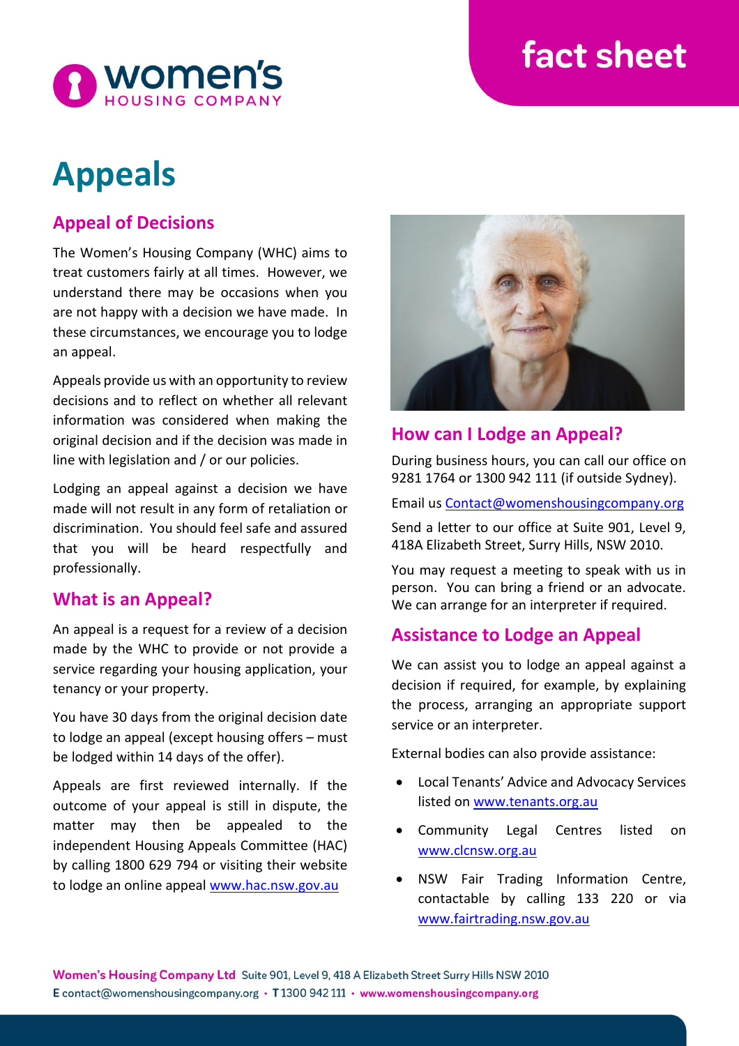# Appeals

## Appeal of Decisions

The Women's Housing Company (WHC) aims to treat customers fairly at all times. However, we understand there may be occasions when you are not happy with a decision we have made. In these circumstances, we encourage you to lodge an appeal.

Appeals provide us with an opportunity to review decisions and to reflect on whether all relevant information was considered when making the original decision and if the decision was made in line with legislation and / or our policies.

Lodging an appeal against a decision we have made will not result in any form of retaliation or discrimination. You should feel safe and assured that you will be heard respectfully and professionally.

## What is an Appeal?

An appeal is a request for a review of a decision made by the WHC to provide or not provide a service regarding your housing application, your tenancy or your property.

You have 30 days from the original decision date to lodge an appeal (except housing offers – must be lodged within 14 days of the offer).

Appeals are first reviewed internally. If the outcome of your appeal is still in dispute, the matter may then be appealed to the independent Housing Appeals Committee (HAC) by calling 1800 629 794 or visiting their website to lodge an online appeal www.hac.nsw.gov.au

## How can I Lodge an Appeal?

During business hours, you can call our office on 9281 1764 or 1300 942 111 (if outside Sydney).

Email us Contact@womenshousingcompany.org

Send a letter to our office at Suite 901, Level 9, 418A Elizabeth Street, Surry Hills, NSW 2010.

You may request a meeting to speak with us in person. You can bring a friend or an advocate. We can arrange for an interpreter if required.

## Assistance to Lodge an Appeal

We can assist you to lodge an appeal against a decision if required, for example, by explaining the process, arranging an appropriate support service or an interpreter.

External bodies can also provide assistance:

- Local Tenants' Advice and Advocacy Services listed on www.tenants.org.au
- Community Legal Centres listed on www.clcnsw.org.au
- NSW Fair Trading Information Centre, contactable by calling 133 220 or via www.fairtrading.nsw.gov.au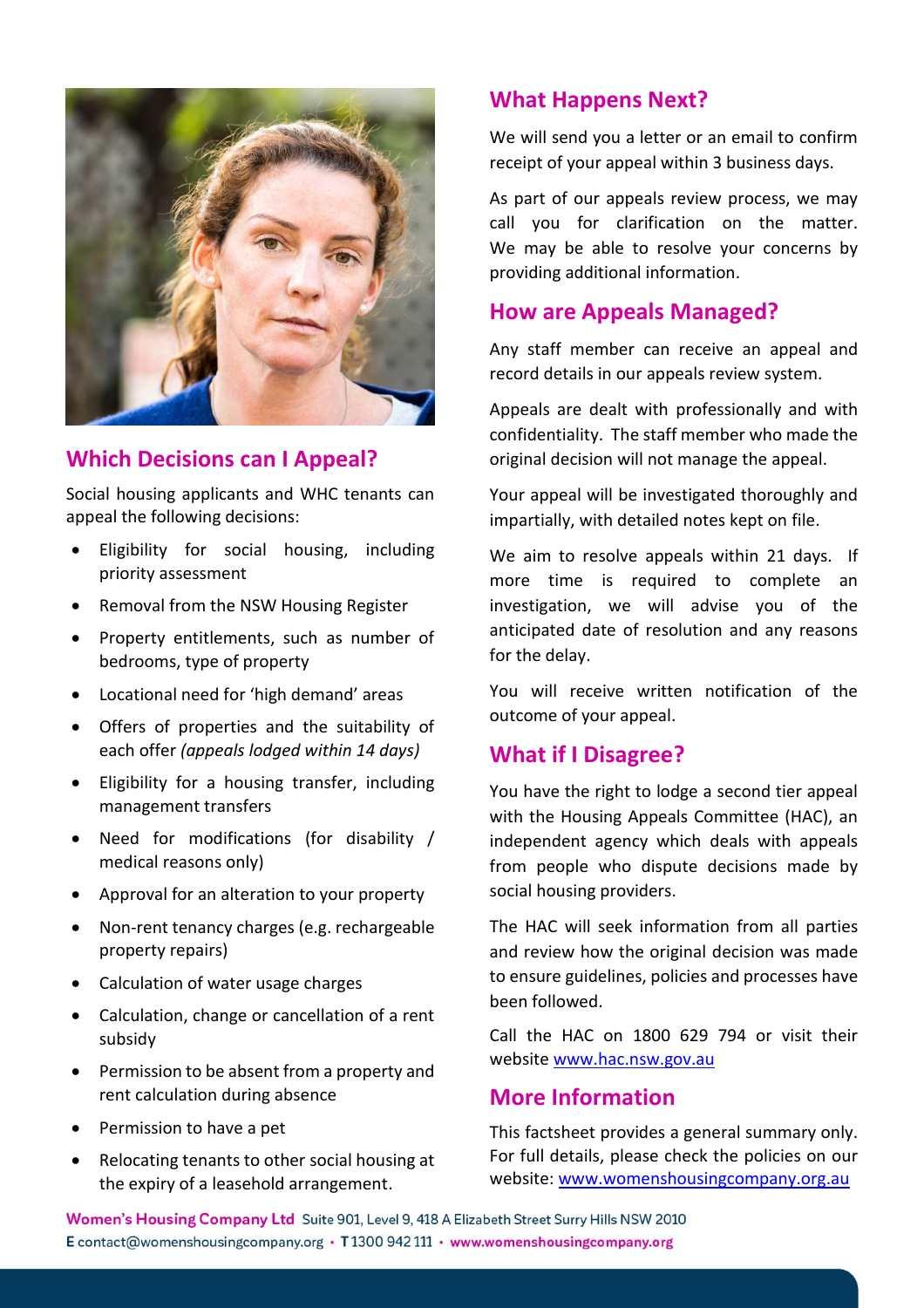## Which Decisions can I Appeal?

Social housing applicants and WHC tenants can appeal the following decisions:

- Eligibility for social housing, including priority assessment
- Removal from the NSW Housing Register
- Property entitlements, such as number of bedrooms, type of property
- Locational need for 'high demand' areas
- Offers of properties and the suitability of each offer *(appeals lodged within 14 days)*
- Eligibility for a housing transfer, including management transfers
- Need for modifications (for disability / medical reasons only)
- Approval for an alteration to your property
- Non-rent tenancy charges (e.g. rechargeable property repairs)
- Calculation of water usage charges
- Calculation, change or cancellation of a rent subsidy
- Permission to be absent from a property and rent calculation during absence
- Permission to have a pet
- Relocating tenants to other social housing at the expiry of a leasehold arrangement.

## What Happens Next?

We will send you a letter or an email to confirm receipt of your appeal within 3 business days.

As part of our appeals review process, we may call you for clarification on the matter. We may be able to resolve your concerns by providing additional information.

## How are Appeals Managed?

Any staff member can receive an appeal and record details in our appeals review system.

Appeals are dealt with professionally and with confidentiality. The staff member who made the original decision will not manage the appeal.

Your appeal will be investigated thoroughly and impartially, with detailed notes kept on file.

We aim to resolve appeals within 21 days. If more time is required to complete an investigation, we will advise you of the anticipated date of resolution and any reasons for the delay.

You will receive written notification of the outcome of your appeal.

## What if I Disagree?

You have the right to lodge a second tier appeal with the Housing Appeals Committee (HAC), an independent agency which deals with appeals from people who dispute decisions made by social housing providers.

The HAC will seek information from all parties and review how the original decision was made to ensure guidelines, policies and processes have been followed.

Call the HAC on 1800 629 794 or visit their website www.hac.nsw.gov.au

## More Information

This factsheet provides a general summary only. For full details, please check the policies on our website: www.womenshousingcompany.org.au

**Women's Housing Company Ltd** Suite 901, Level 9, 418 A Elizabeth Street Surry Hills NSW 2010
**E** contact@womenshousingcompany.org • **T** 1300 942 111 • **www.womenshousingcompany.org**